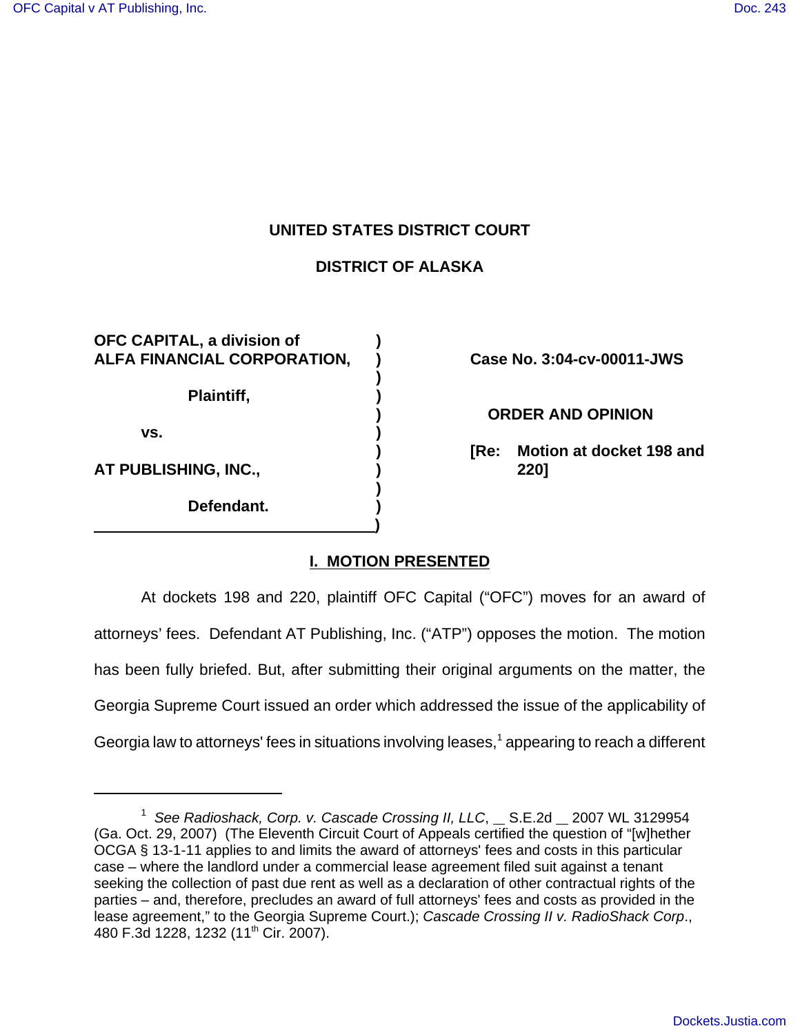**UNITED STATES DISTRICT COURT**

**DISTRICT OF ALASKA**

| | |
|---|---|
| **OFC CAPITAL, a division of ALFA FINANCIAL CORPORATION,**<br><br>**Plaintiff,**<br><br>**vs.**<br><br>**AT PUBLISHING, INC.,**<br><br>**Defendant.** | **Case No. 3:04-cv-00011-JWS**<br><br>**ORDER AND OPINION**<br><br>**[Re: Motion at docket 198 and 220]** |

## I. MOTION PRESENTED

At dockets 198 and 220, plaintiff OFC Capital ("OFC") moves for an award of attorneys' fees. Defendant AT Publishing, Inc. ("ATP") opposes the motion. The motion has been fully briefed. But, after submitting their original arguments on the matter, the Georgia Supreme Court issued an order which addressed the issue of the applicability of Georgia law to attorneys' fees in situations involving leases,[1] appearing to reach a different

---

[1] *See Radioshack, Corp. v. Cascade Crossing II, LLC*, __ S.E.2d __ 2007 WL 3129954 (Ga. Oct. 29, 2007) (The Eleventh Circuit Court of Appeals certified the question of "[w]hether OCGA § 13-1-11 applies to and limits the award of attorneys' fees and costs in this particular case – where the landlord under a commercial lease agreement filed suit against a tenant seeking the collection of past due rent as well as a declaration of other contractual rights of the parties – and, therefore, precludes an award of full attorneys' fees and costs as provided in the lease agreement," to the Georgia Supreme Court.); *Cascade Crossing II v. RadioShack Corp*., 480 F.3d 1228, 1232 (11th Cir. 2007).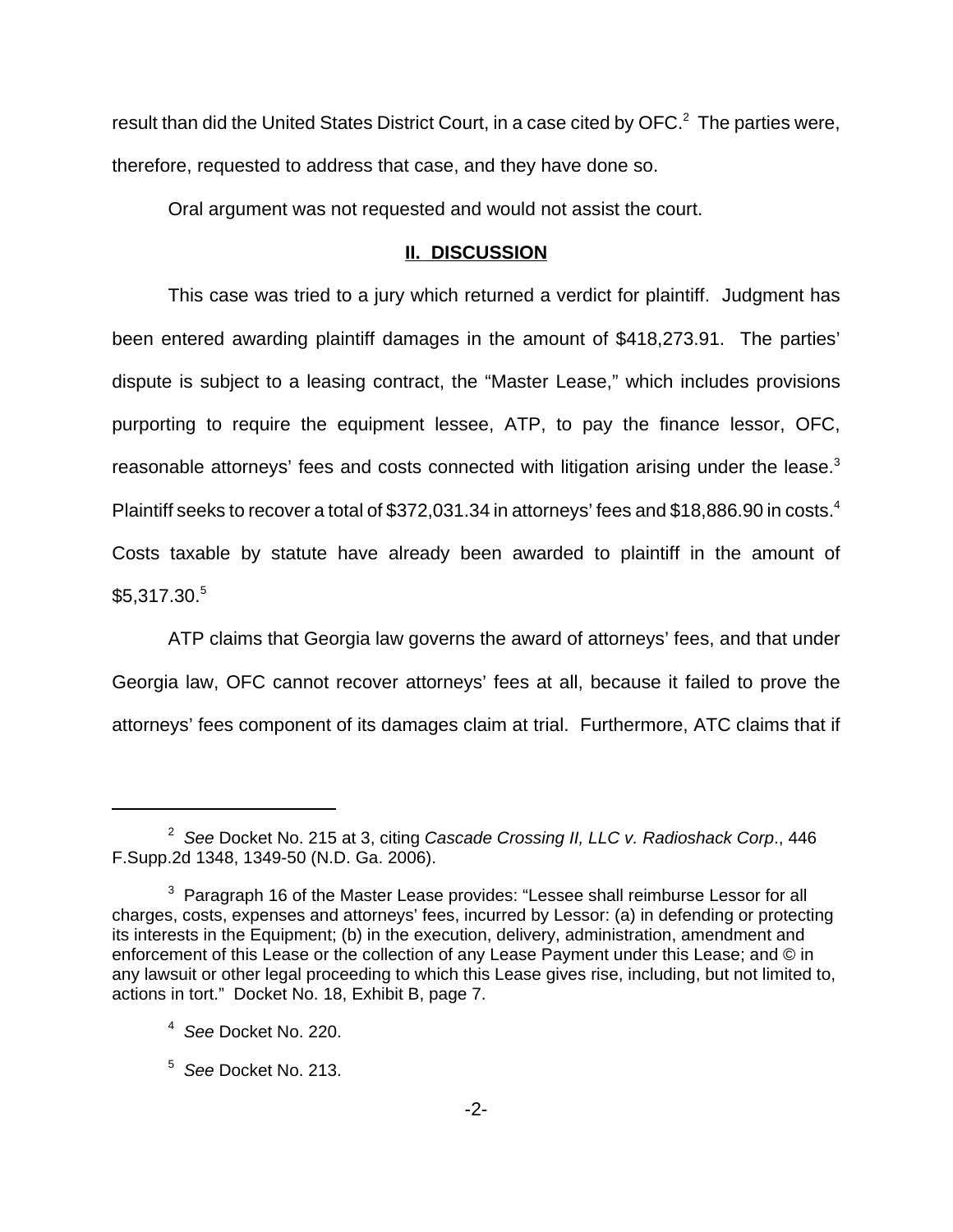result than did the United States District Court, in a case cited by OFC.[2] The parties were, therefore, requested to address that case, and they have done so.

Oral argument was not requested and would not assist the court.

## II. DISCUSSION

This case was tried to a jury which returned a verdict for plaintiff. Judgment has been entered awarding plaintiff damages in the amount of $418,273.91. The parties' dispute is subject to a leasing contract, the "Master Lease," which includes provisions purporting to require the equipment lessee, ATP, to pay the finance lessor, OFC, reasonable attorneys' fees and costs connected with litigation arising under the lease.[3] Plaintiff seeks to recover a total of $372,031.34 in attorneys' fees and $18,886.90 in costs.[4] Costs taxable by statute have already been awarded to plaintiff in the amount of $5,317.30.[5]

ATP claims that Georgia law governs the award of attorneys' fees, and that under Georgia law, OFC cannot recover attorneys' fees at all, because it failed to prove the attorneys' fees component of its damages claim at trial. Furthermore, ATC claims that if

---

[2] *See* Docket No. 215 at 3, citing *Cascade Crossing II, LLC v. Radioshack Corp.*, 446 F.Supp.2d 1348, 1349-50 (N.D. Ga. 2006).

[3] Paragraph 16 of the Master Lease provides: "Lessee shall reimburse Lessor for all charges, costs, expenses and attorneys' fees, incurred by Lessor: (a) in defending or protecting its interests in the Equipment; (b) in the execution, delivery, administration, amendment and enforcement of this Lease or the collection of any Lease Payment under this Lease; and © in any lawsuit or other legal proceeding to which this Lease gives rise, including, but not limited to, actions in tort." Docket No. 18, Exhibit B, page 7.

[4] *See* Docket No. 220.

[5] *See* Docket No. 213.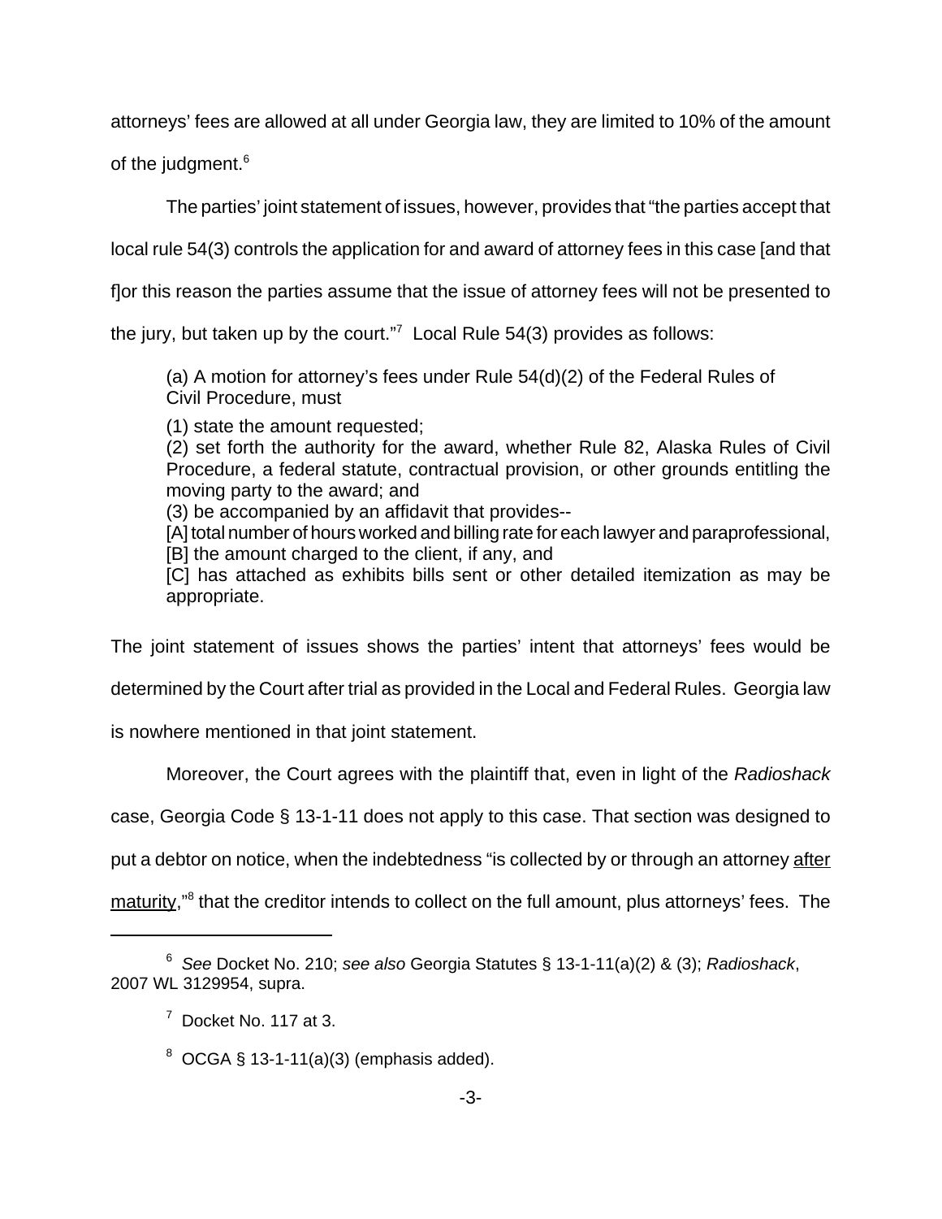attorneys' fees are allowed at all under Georgia law, they are limited to 10% of the amount of the judgment.[6]

The parties' joint statement of issues, however, provides that "the parties accept that local rule 54(3) controls the application for and award of attorney fees in this case [and that f]or this reason the parties assume that the issue of attorney fees will not be presented to the jury, but taken up by the court."[7] Local Rule 54(3) provides as follows:

> (a) A motion for attorney's fees under Rule 54(d)(2) of the Federal Rules of Civil Procedure, must
>
> (1) state the amount requested;
> (2) set forth the authority for the award, whether Rule 82, Alaska Rules of Civil Procedure, a federal statute, contractual provision, or other grounds entitling the moving party to the award; and
> (3) be accompanied by an affidavit that provides--
> [A] total number of hours worked and billing rate for each lawyer and paraprofessional,
> [B] the amount charged to the client, if any, and
> [C] has attached as exhibits bills sent or other detailed itemization as may be appropriate.

The joint statement of issues shows the parties' intent that attorneys' fees would be determined by the Court after trial as provided in the Local and Federal Rules. Georgia law is nowhere mentioned in that joint statement.

Moreover, the Court agrees with the plaintiff that, even in light of the *Radioshack* case, Georgia Code § 13-1-11 does not apply to this case. That section was designed to put a debtor on notice, when the indebtedness "is collected by or through an attorney <u>after maturity</u>,"[8] that the creditor intends to collect on the full amount, plus attorneys' fees. The

---

[6] *See* Docket No. 210; *see also* Georgia Statutes § 13-1-11(a)(2) & (3); *Radioshack*, 2007 WL 3129954, supra.

[7] Docket No. 117 at 3.

[8] OCGA § 13-1-11(a)(3) (emphasis added).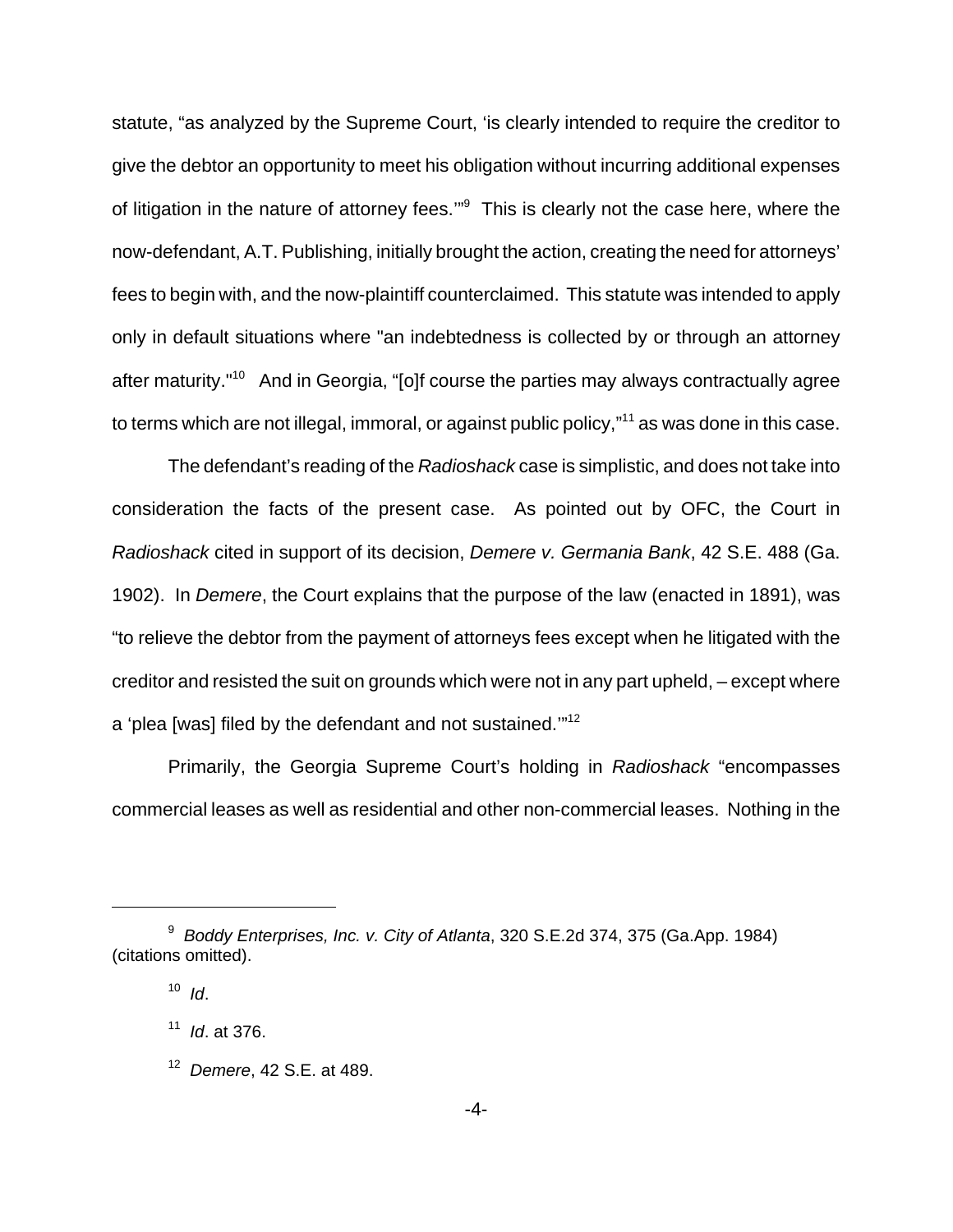statute, "as analyzed by the Supreme Court, 'is clearly intended to require the creditor to give the debtor an opportunity to meet his obligation without incurring additional expenses of litigation in the nature of attorney fees.'"[9] This is clearly not the case here, where the now-defendant, A.T. Publishing, initially brought the action, creating the need for attorneys' fees to begin with, and the now-plaintiff counterclaimed. This statute was intended to apply only in default situations where "an indebtedness is collected by or through an attorney after maturity."[10] And in Georgia, "[o]f course the parties may always contractually agree to terms which are not illegal, immoral, or against public policy,"[11] as was done in this case.

The defendant's reading of the *Radioshack* case is simplistic, and does not take into consideration the facts of the present case. As pointed out by OFC, the Court in *Radioshack* cited in support of its decision, *Demere v. Germania Bank*, 42 S.E. 488 (Ga. 1902). In *Demere*, the Court explains that the purpose of the law (enacted in 1891), was "to relieve the debtor from the payment of attorneys fees except when he litigated with the creditor and resisted the suit on grounds which were not in any part upheld, – except where a 'plea [was] filed by the defendant and not sustained.'"[12]

Primarily, the Georgia Supreme Court's holding in *Radioshack* "encompasses commercial leases as well as residential and other non-commercial leases. Nothing in the

---

[9] *Boddy Enterprises, Inc. v. City of Atlanta*, 320 S.E.2d 374, 375 (Ga.App. 1984) (citations omitted).

[10] *Id*.

[11] *Id*. at 376.

[12] *Demere*, 42 S.E. at 489.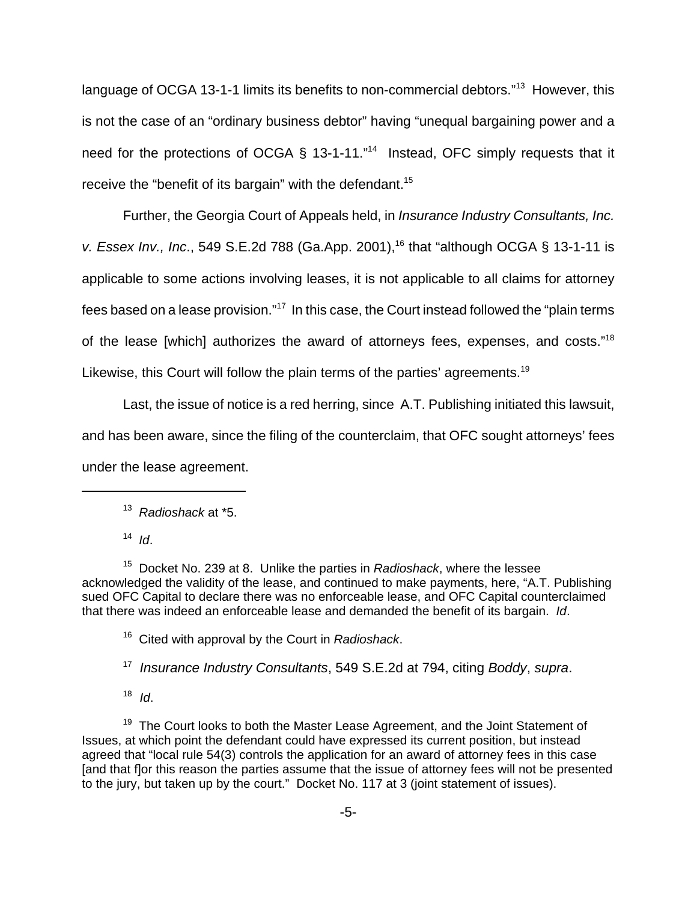language of OCGA 13-1-1 limits its benefits to non-commercial debtors."[13] However, this is not the case of an "ordinary business debtor" having "unequal bargaining power and a need for the protections of OCGA § 13-1-11."[14] Instead, OFC simply requests that it receive the "benefit of its bargain" with the defendant.[15]

Further, the Georgia Court of Appeals held, in *Insurance Industry Consultants, Inc. v. Essex Inv., Inc.*, 549 S.E.2d 788 (Ga.App. 2001),[16] that "although OCGA § 13-1-11 is applicable to some actions involving leases, it is not applicable to all claims for attorney fees based on a lease provision."[17] In this case, the Court instead followed the "plain terms of the lease [which] authorizes the award of attorneys fees, expenses, and costs."[18] Likewise, this Court will follow the plain terms of the parties' agreements.[19]

Last, the issue of notice is a red herring, since A.T. Publishing initiated this lawsuit, and has been aware, since the filing of the counterclaim, that OFC sought attorneys' fees under the lease agreement.

---

[13] *Radioshack* at *5.

[14] *Id*.

[15] Docket No. 239 at 8. Unlike the parties in *Radioshack*, where the lessee acknowledged the validity of the lease, and continued to make payments, here, "A.T. Publishing sued OFC Capital to declare there was no enforceable lease, and OFC Capital counterclaimed that there was indeed an enforceable lease and demanded the benefit of its bargain. *Id*.

[16] Cited with approval by the Court in *Radioshack*.

[17] *Insurance Industry Consultants*, 549 S.E.2d at 794, citing *Boddy*, *supra*.

[18] *Id*.

[19] The Court looks to both the Master Lease Agreement, and the Joint Statement of Issues, at which point the defendant could have expressed its current position, but instead agreed that "local rule 54(3) controls the application for an award of attorney fees in this case [and that f]or this reason the parties assume that the issue of attorney fees will not be presented to the jury, but taken up by the court." Docket No. 117 at 3 (joint statement of issues).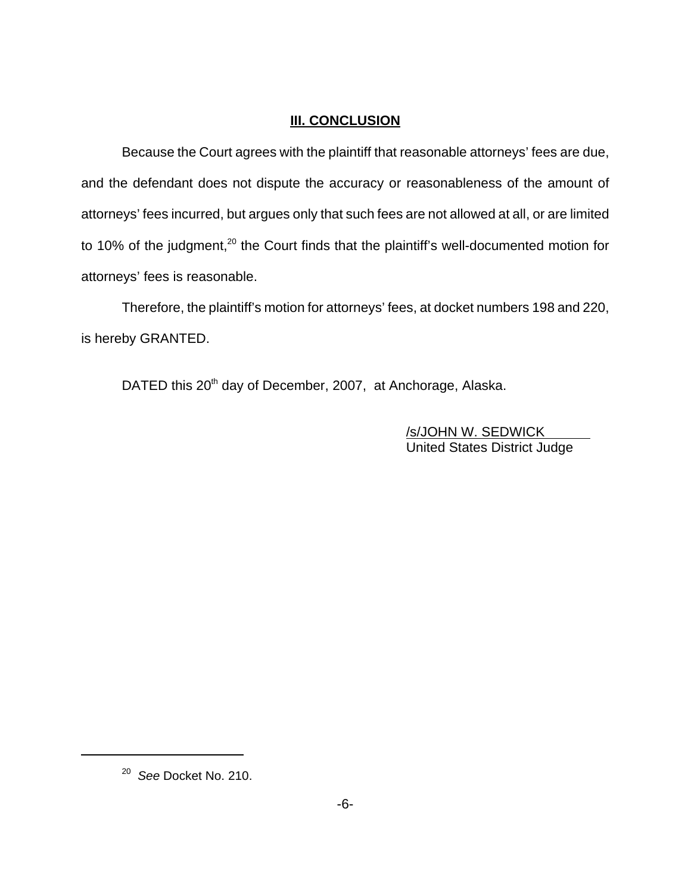## III. CONCLUSION

Because the Court agrees with the plaintiff that reasonable attorneys' fees are due, and the defendant does not dispute the accuracy or reasonableness of the amount of attorneys' fees incurred, but argues only that such fees are not allowed at all, or are limited to 10% of the judgment,[20] the Court finds that the plaintiff's well-documented motion for attorneys' fees is reasonable.

Therefore, the plaintiff's motion for attorneys' fees, at docket numbers 198 and 220, is hereby GRANTED.

DATED this 20th day of December, 2007, at Anchorage, Alaska.

/s/JOHN W. SEDWICK
United States District Judge

[20] *See* Docket No. 210.